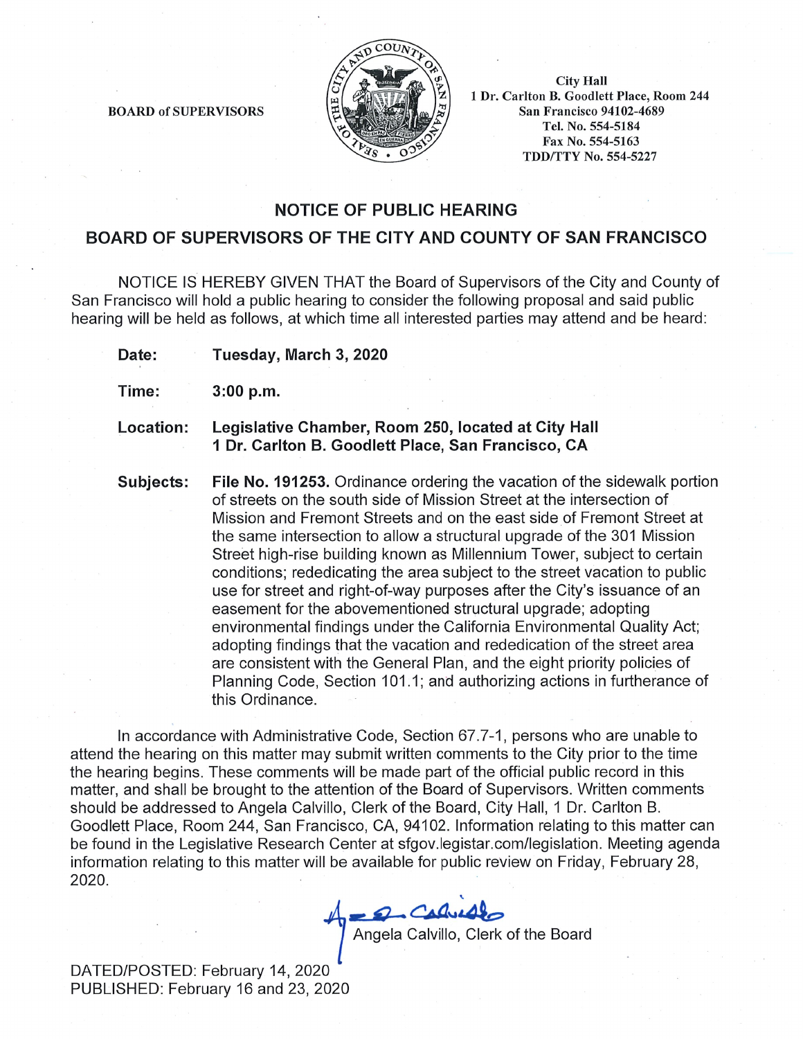BOARD of SUPERVISORS

City Hall
1 Dr. Carlton B. Goodlett Place, Room 244
San Francisco 94102-4689
Tel. No. 554-5184
Fax No. 554-5163
TDD/TTY No. 554-5227

## NOTICE OF PUBLIC HEARING

## BOARD OF SUPERVISORS OF THE CITY AND COUNTY OF SAN FRANCISCO

NOTICE IS HEREBY GIVEN THAT the Board of Supervisors of the City and County of San Francisco will hold a public hearing to consider the following proposal and said public hearing will be held as follows, at which time all interested parties may attend and be heard:

**Date:** **Tuesday, March 3, 2020**

**Time:** **3:00 p.m.**

**Location:** **Legislative Chamber, Room 250, located at City Hall 1 Dr. Carlton B. Goodlett Place, San Francisco, CA**

**Subjects:** **File No. 191253.** Ordinance ordering the vacation of the sidewalk portion of streets on the south side of Mission Street at the intersection of Mission and Fremont Streets and on the east side of Fremont Street at the same intersection to allow a structural upgrade of the 301 Mission Street high-rise building known as Millennium Tower, subject to certain conditions; rededicating the area subject to the street vacation to public use for street and right-of-way purposes after the City's issuance of an easement for the abovementioned structural upgrade; adopting environmental findings under the California Environmental Quality Act; adopting findings that the vacation and rededication of the street area are consistent with the General Plan, and the eight priority policies of Planning Code, Section 101.1; and authorizing actions in furtherance of this Ordinance.

In accordance with Administrative Code, Section 67.7-1, persons who are unable to attend the hearing on this matter may submit written comments to the City prior to the time the hearing begins. These comments will be made part of the official public record in this matter, and shall be brought to the attention of the Board of Supervisors. Written comments should be addressed to Angela Calvillo, Clerk of the Board, City Hall, 1 Dr. Carlton B. Goodlett Place, Room 244, San Francisco, CA, 94102. Information relating to this matter can be found in the Legislative Research Center at sfgov.legistar.com/legislation. Meeting agenda information relating to this matter will be available for public review on Friday, February 28, 2020.

Angela Calvillo, Clerk of the Board

DATED/POSTED: February 14, 2020
PUBLISHED: February 16 and 23, 2020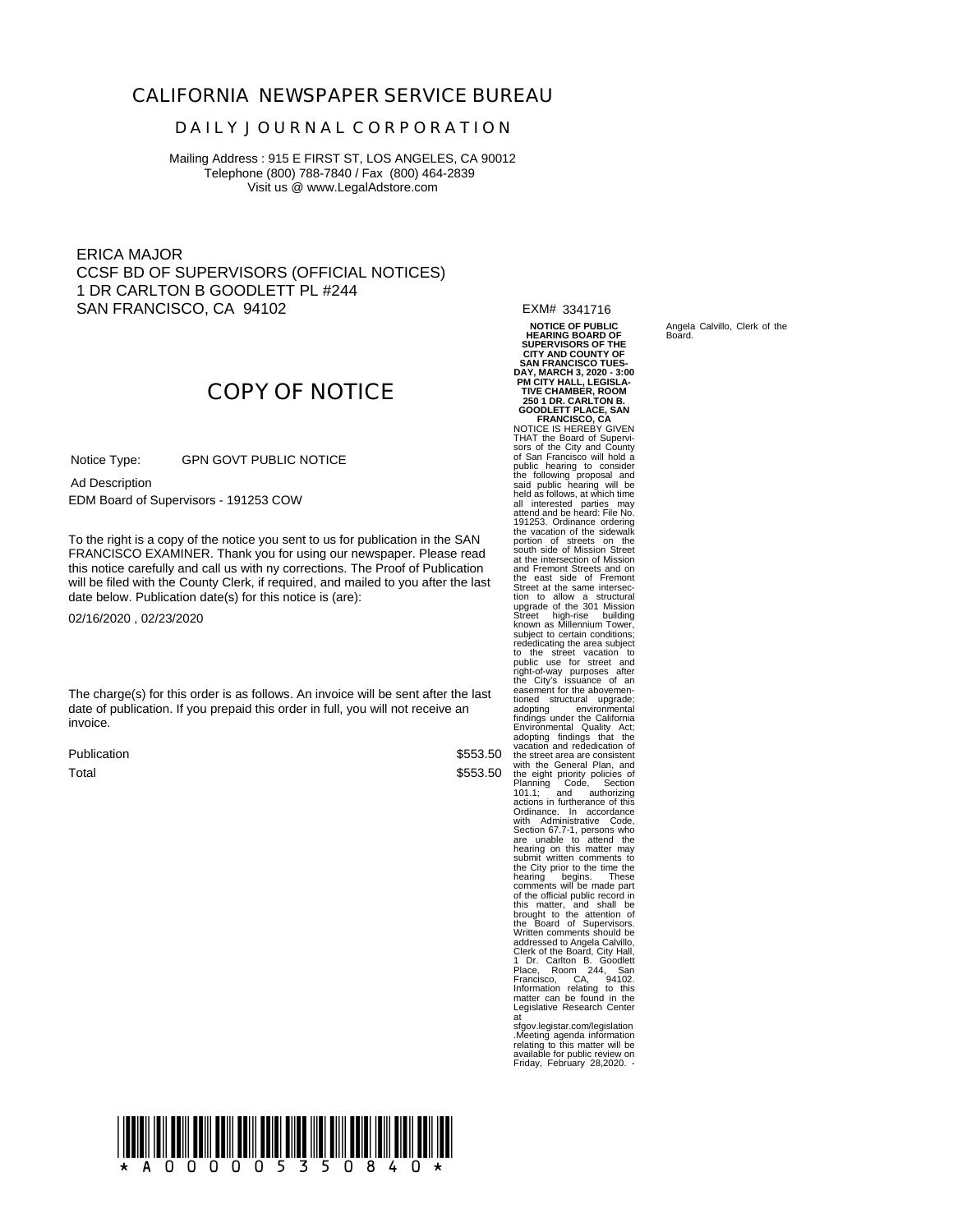# CALIFORNIA NEWSPAPER SERVICE BUREAU

## DAILY JOURNAL CORPORATION

Mailing Address : 915 E FIRST ST, LOS ANGELES, CA 90012
Telephone (800) 788-7840 / Fax (800) 464-2839
Visit us @ www.LegalAdstore.com

ERICA MAJOR
CCSF BD OF SUPERVISORS (OFFICIAL NOTICES)
1 DR CARLTON B GOODLETT PL #244
SAN FRANCISCO, CA 94102

## COPY OF NOTICE

Notice Type: GPN GOVT PUBLIC NOTICE

Ad Description

EDM Board of Supervisors - 191253 COW

To the right is a copy of the notice you sent to us for publication in the SAN FRANCISCO EXAMINER. Thank you for using our newspaper. Please read this notice carefully and call us with ny corrections. The Proof of Publication will be filed with the County Clerk, if required, and mailed to you after the last date below. Publication date(s) for this notice is (are):

02/16/2020 , 02/23/2020

The charge(s) for this order is as follows. An invoice will be sent after the last date of publication. If you prepaid this order in full, you will not receive an invoice.

| | |
|---|---|
| Publication | $553.50 |
| Total | $553.50 |

EXM# 3341716

**NOTICE OF PUBLIC HEARING BOARD OF SUPERVISORS OF THE CITY AND COUNTY OF SAN FRANCISCO TUESDAY, MARCH 3, 2020 - 3:00 PM CITY HALL, LEGISLATIVE CHAMBER, ROOM 250 1 DR. CARLTON B. GOODLETT PLACE, SAN FRANCISCO, CA**

NOTICE IS HEREBY GIVEN THAT the Board of Supervisors of the City and County of San Francisco will hold a public hearing to consider the following proposal and said public hearing will be held as follows, at which time all interested parties may attend and be heard: File No. 191253. Ordinance ordering the vacation of the sidewalk portion of streets on the south side of Mission Street at the intersection of Mission and Fremont Streets and on the east side of Fremont Street at the same intersection to allow a structural upgrade of the 301 Mission Street high-rise building known as Millennium Tower, subject to certain conditions; rededicating the area subject to the street vacation to public use for street and right-of-way purposes after the City's issuance of an easement for the abovementioned structural upgrade; adopting environmental findings under the California Environmental Quality Act; adopting findings that the vacation and rededication of the street area are consistent with the General Plan, and the eight priority policies of Planning Code, Section 101.1; and authorizing actions in furtherance of this Ordinance. In accordance with Administrative Code, Section 67.7-1, persons who are unable to attend the hearing on this matter may submit written comments to the City prior to the time the hearing begins. These comments will be made part of the official public record in this matter, and shall be brought to the attention of the Board of Supervisors. Written comments should be addressed to Angela Calvillo, Clerk of the Board, City Hall, 1 Dr. Carlton B. Goodlett Place, Room 244, San Francisco, CA, 94102. Information relating to this matter can be found in the Legislative Research Center at sfgov.legistar.com/legislation .Meeting agenda information relating to this matter will be available for public review on Friday, February 28,2020. - Angela Calvillo, Clerk of the Board.

\* A 0 0 0 0 0 5 3 5 0 8 4 0 \*